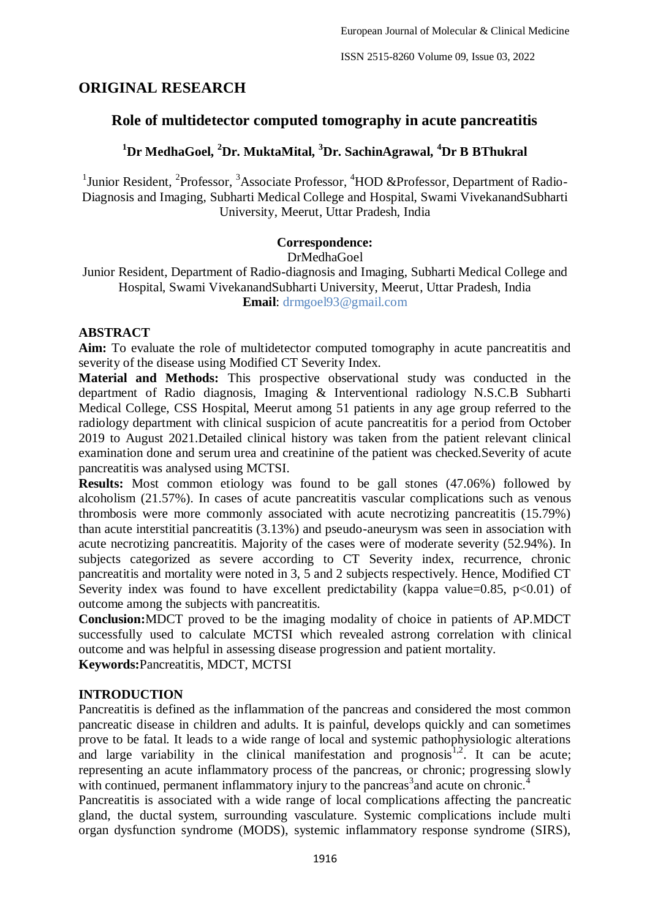## ORIGINAL RESEARCH

# Role of multidetector computed tomography in acute pancreatitis

**[1]Dr MedhaGoel, [2]Dr. MuktaMital, [3]Dr. SachinAgrawal, [4]Dr B BThukral**

[1]Junior Resident, [2]Professor, [3]Associate Professor, [4]HOD &Professor, Department of Radio-Diagnosis and Imaging, Subharti Medical College and Hospital, Swami VivekanandSubharti University, Meerut, Uttar Pradesh, India

**Correspondence:**
DrMedhaGoel
Junior Resident, Department of Radio-diagnosis and Imaging, Subharti Medical College and Hospital, Swami VivekanandSubharti University, Meerut, Uttar Pradesh, India
**Email**: drmgoel93@gmail.com

## ABSTRACT

**Aim:** To evaluate the role of multidetector computed tomography in acute pancreatitis and severity of the disease using Modified CT Severity Index.

**Material and Methods:** This prospective observational study was conducted in the department of Radio diagnosis, Imaging & Interventional radiology N.S.C.B Subharti Medical College, CSS Hospital, Meerut among 51 patients in any age group referred to the radiology department with clinical suspicion of acute pancreatitis for a period from October 2019 to August 2021.Detailed clinical history was taken from the patient relevant clinical examination done and serum urea and creatinine of the patient was checked.Severity of acute pancreatitis was analysed using MCTSI.

**Results:** Most common etiology was found to be gall stones (47.06%) followed by alcoholism (21.57%). In cases of acute pancreatitis vascular complications such as venous thrombosis were more commonly associated with acute necrotizing pancreatitis (15.79%) than acute interstitial pancreatitis (3.13%) and pseudo-aneurysm was seen in association with acute necrotizing pancreatitis. Majority of the cases were of moderate severity (52.94%). In subjects categorized as severe according to CT Severity index, recurrence, chronic pancreatitis and mortality were noted in 3, 5 and 2 subjects respectively. Hence, Modified CT Severity index was found to have excellent predictability (kappa value=0.85, $p<0.01$) of outcome among the subjects with pancreatitis.

**Conclusion:**MDCT proved to be the imaging modality of choice in patients of AP.MDCT successfully used to calculate MCTSI which revealed astrong correlation with clinical outcome and was helpful in assessing disease progression and patient mortality.

**Keywords:**Pancreatitis, MDCT, MCTSI

## INTRODUCTION

Pancreatitis is defined as the inflammation of the pancreas and considered the most common pancreatic disease in children and adults. It is painful, develops quickly and can sometimes prove to be fatal. It leads to a wide range of local and systemic pathophysiologic alterations and large variability in the clinical manifestation and prognosis[1,2]. It can be acute; representing an acute inflammatory process of the pancreas, or chronic; progressing slowly with continued, permanent inflammatory injury to the pancreas[3]and acute on chronic.[4]

Pancreatitis is associated with a wide range of local complications affecting the pancreatic gland, the ductal system, surrounding vasculature. Systemic complications include multi organ dysfunction syndrome (MODS), systemic inflammatory response syndrome (SIRS),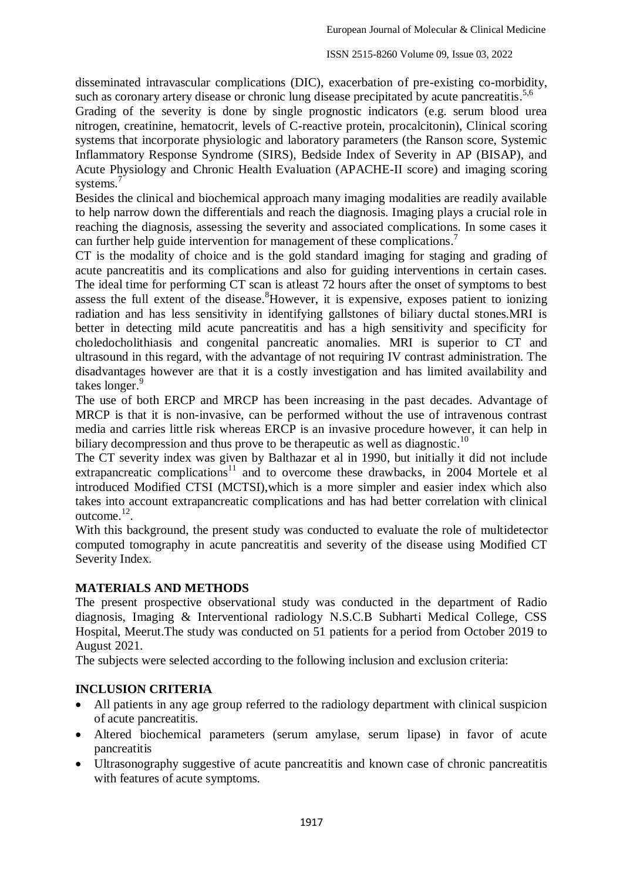disseminated intravascular complications (DIC), exacerbation of pre-existing co-morbidity, such as coronary artery disease or chronic lung disease precipitated by acute pancreatitis.[5,6]

Grading of the severity is done by single prognostic indicators (e.g. serum blood urea nitrogen, creatinine, hematocrit, levels of C-reactive protein, procalcitonin), Clinical scoring systems that incorporate physiologic and laboratory parameters (the Ranson score, Systemic Inflammatory Response Syndrome (SIRS), Bedside Index of Severity in AP (BISAP), and Acute Physiology and Chronic Health Evaluation (APACHE-II score) and imaging scoring systems.[7]

Besides the clinical and biochemical approach many imaging modalities are readily available to help narrow down the differentials and reach the diagnosis. Imaging plays a crucial role in reaching the diagnosis, assessing the severity and associated complications. In some cases it can further help guide intervention for management of these complications.[7]

CT is the modality of choice and is the gold standard imaging for staging and grading of acute pancreatitis and its complications and also for guiding interventions in certain cases. The ideal time for performing CT scan is atleast 72 hours after the onset of symptoms to best assess the full extent of the disease.[8]However, it is expensive, exposes patient to ionizing radiation and has less sensitivity in identifying gallstones of biliary ductal stones.MRI is better in detecting mild acute pancreatitis and has a high sensitivity and specificity for choledocholithiasis and congenital pancreatic anomalies. MRI is superior to CT and ultrasound in this regard, with the advantage of not requiring IV contrast administration. The disadvantages however are that it is a costly investigation and has limited availability and takes longer.[9]

The use of both ERCP and MRCP has been increasing in the past decades. Advantage of MRCP is that it is non-invasive, can be performed without the use of intravenous contrast media and carries little risk whereas ERCP is an invasive procedure however, it can help in biliary decompression and thus prove to be therapeutic as well as diagnostic.[10]

The CT severity index was given by Balthazar et al in 1990, but initially it did not include extrapancreatic complications[11] and to overcome these drawbacks, in 2004 Mortele et al introduced Modified CTSI (MCTSI),which is a more simpler and easier index which also takes into account extrapancreatic complications and has had better correlation with clinical outcome.[12].

With this background, the present study was conducted to evaluate the role of multidetector computed tomography in acute pancreatitis and severity of the disease using Modified CT Severity Index.

## MATERIALS AND METHODS

The present prospective observational study was conducted in the department of Radio diagnosis, Imaging & Interventional radiology N.S.C.B Subharti Medical College, CSS Hospital, Meerut.The study was conducted on 51 patients for a period from October 2019 to August 2021.

The subjects were selected according to the following inclusion and exclusion criteria:

## INCLUSION CRITERIA

- All patients in any age group referred to the radiology department with clinical suspicion of acute pancreatitis.
- Altered biochemical parameters (serum amylase, serum lipase) in favor of acute pancreatitis
- Ultrasonography suggestive of acute pancreatitis and known case of chronic pancreatitis with features of acute symptoms.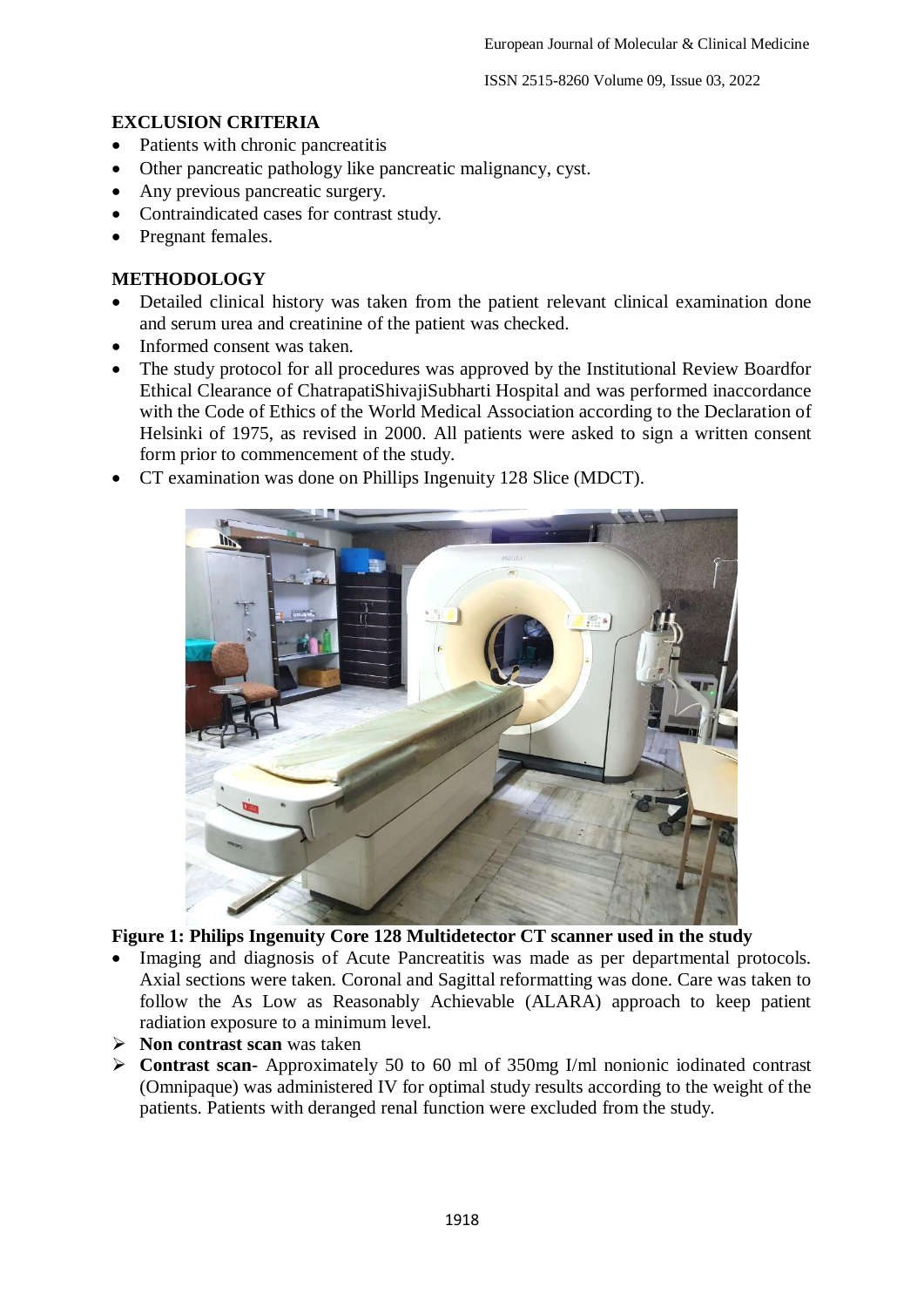## EXCLUSION CRITERIA

- Patients with chronic pancreatitis
- Other pancreatic pathology like pancreatic malignancy, cyst.
- Any previous pancreatic surgery.
- Contraindicated cases for contrast study.
- Pregnant females.

## METHODOLOGY

- Detailed clinical history was taken from the patient relevant clinical examination done and serum urea and creatinine of the patient was checked.
- Informed consent was taken.
- The study protocol for all procedures was approved by the Institutional Review Boardfor Ethical Clearance of ChatrapatiShivajiSubharti Hospital and was performed inaccordance with the Code of Ethics of the World Medical Association according to the Declaration of Helsinki of 1975, as revised in 2000. All patients were asked to sign a written consent form prior to commencement of the study.
- CT examination was done on Phillips Ingenuity 128 Slice (MDCT).

**Figure 1: Philips Ingenuity Core 128 Multidetector CT scanner used in the study**

- Imaging and diagnosis of Acute Pancreatitis was made as per departmental protocols. Axial sections were taken. Coronal and Sagittal reformatting was done. Care was taken to follow the As Low as Reasonably Achievable (ALARA) approach to keep patient radiation exposure to a minimum level.

➢ **Non contrast scan** was taken

➢ **Contrast scan**- Approximately 50 to 60 ml of 350mg I/ml nonionic iodinated contrast (Omnipaque) was administered IV for optimal study results according to the weight of the patients. Patients with deranged renal function were excluded from the study.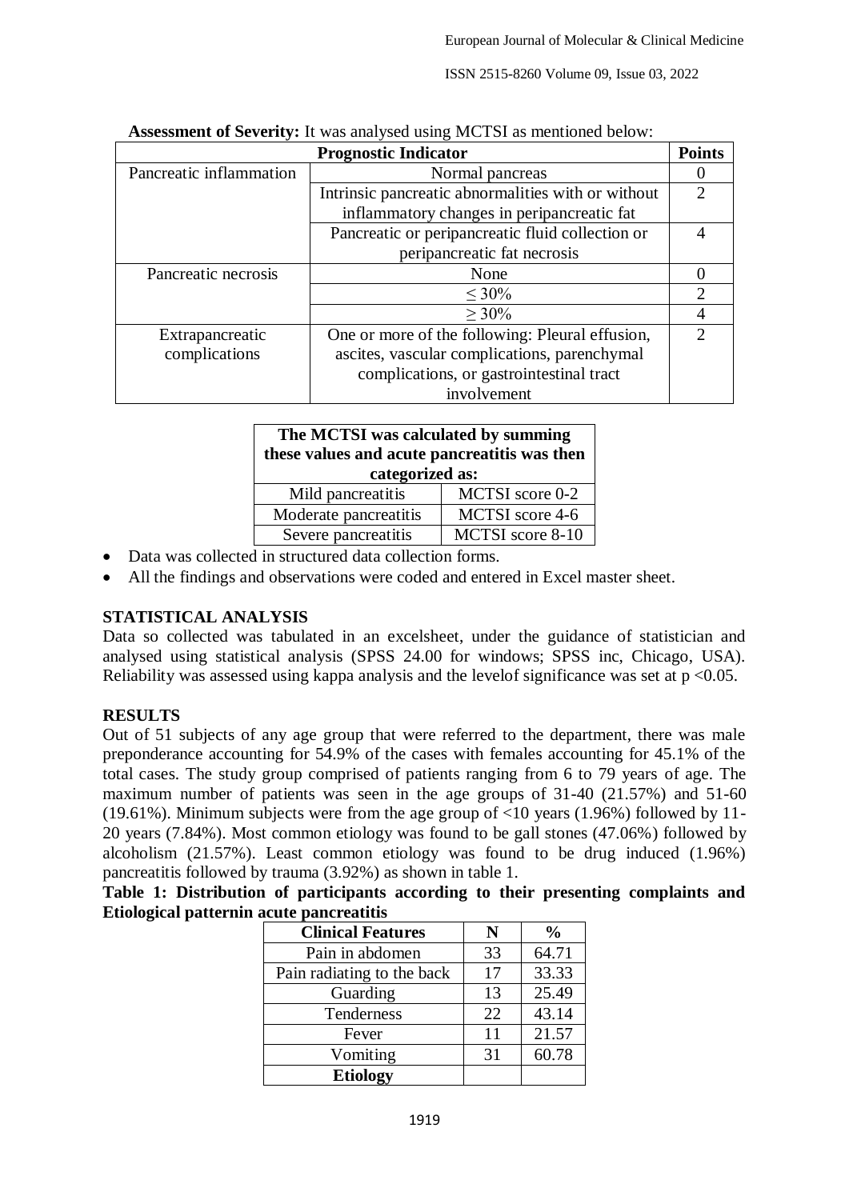**Assessment of Severity:** It was analysed using MCTSI as mentioned below:

| Prognostic Indicator | | Points |
|---|---|---|
| Pancreatic inflammation | Normal pancreas | 0 |
| | Intrinsic pancreatic abnormalities with or without inflammatory changes in peripancreatic fat | 2 |
| | Pancreatic or peripancreatic fluid collection or peripancreatic fat necrosis | 4 |
| Pancreatic necrosis | None | 0 |
| | ≤ 30% | 2 |
| | ≥ 30% | 4 |
| Extrapancreatic complications | One or more of the following: Pleural effusion, ascites, vascular complications, parenchymal complications, or gastrointestinal tract involvement | 2 |

| The MCTSI was calculated by summing these values and acute pancreatitis was then categorized as: | |
|---|---|
| Mild pancreatitis | MCTSI score 0-2 |
| Moderate pancreatitis | MCTSI score 4-6 |
| Severe pancreatitis | MCTSI score 8-10 |

- Data was collected in structured data collection forms.
- All the findings and observations were coded and entered in Excel master sheet.

## STATISTICAL ANALYSIS

Data so collected was tabulated in an excelsheet, under the guidance of statistician and analysed using statistical analysis (SPSS 24.00 for windows; SPSS inc, Chicago, USA). Reliability was assessed using kappa analysis and the levelof significance was set at $p < 0.05$.

## RESULTS

Out of 51 subjects of any age group that were referred to the department, there was male preponderance accounting for 54.9% of the cases with females accounting for 45.1% of the total cases. The study group comprised of patients ranging from 6 to 79 years of age. The maximum number of patients was seen in the age groups of 31-40 (21.57%) and 51-60 (19.61%). Minimum subjects were from the age group of <10 years (1.96%) followed by 11-20 years (7.84%). Most common etiology was found to be gall stones (47.06%) followed by alcoholism (21.57%). Least common etiology was found to be drug induced (1.96%) pancreatitis followed by trauma (3.92%) as shown in table 1.

**Table 1: Distribution of participants according to their presenting complaints and Etiological patternin acute pancreatitis**

| Clinical Features | N | % |
|---|---|---|
| Pain in abdomen | 33 | 64.71 |
| Pain radiating to the back | 17 | 33.33 |
| Guarding | 13 | 25.49 |
| Tenderness | 22 | 43.14 |
| Fever | 11 | 21.57 |
| Vomiting | 31 | 60.78 |
| **Etiology** | | |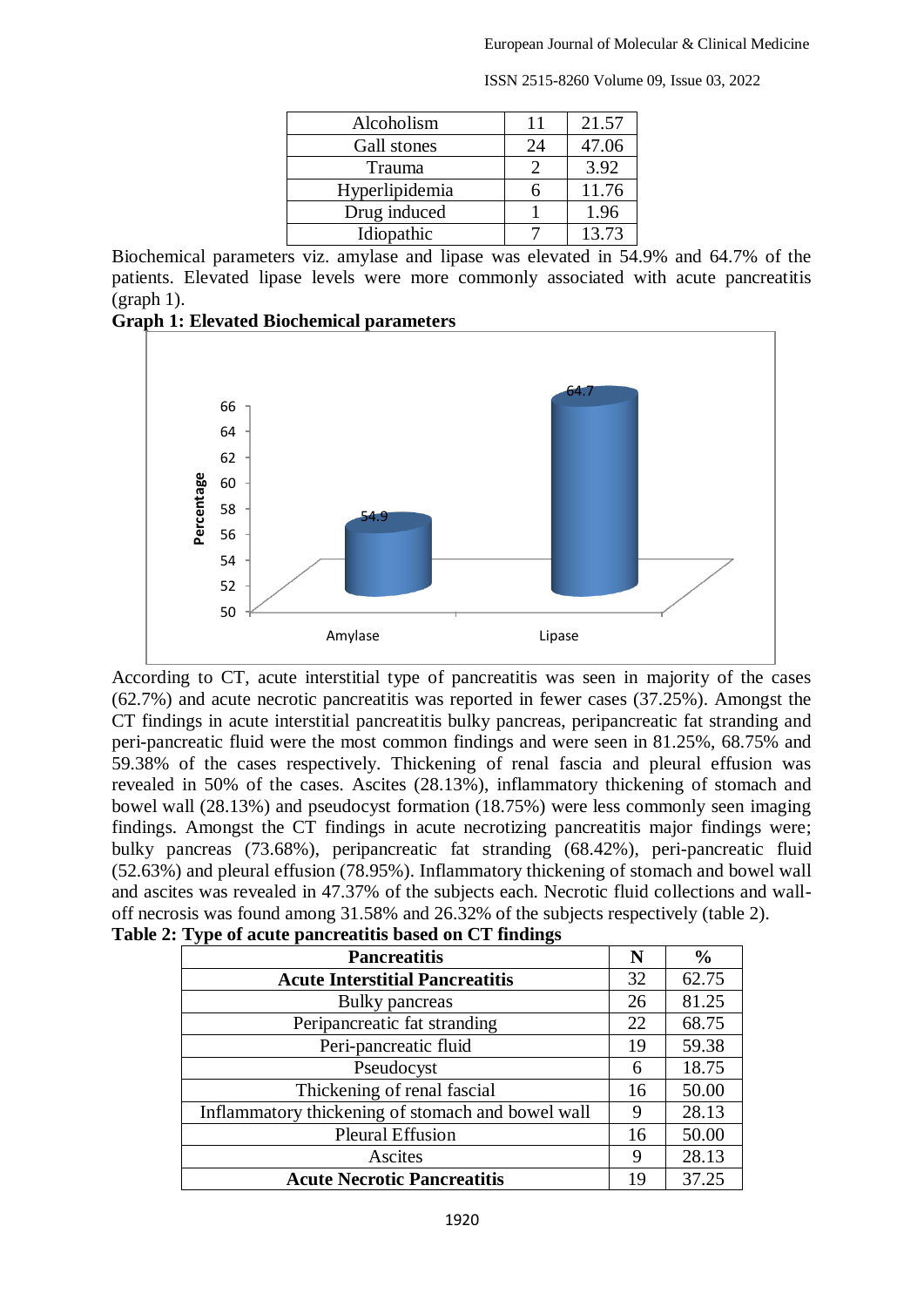| Alcoholism | 11 | 21.57 |
|---|---|---|
| Gall stones | 24 | 47.06 |
| Trauma | 2 | 3.92 |
| Hyperlipidemia | 6 | 11.76 |
| Drug induced | 1 | 1.96 |
| Idiopathic | 7 | 13.73 |

Biochemical parameters viz. amylase and lipase was elevated in 54.9% and 64.7% of the patients. Elevated lipase levels were more commonly associated with acute pancreatitis (graph 1).

**Graph 1: Elevated Biochemical parameters**

According to CT, acute interstitial type of pancreatitis was seen in majority of the cases (62.7%) and acute necrotic pancreatitis was reported in fewer cases (37.25%). Amongst the CT findings in acute interstitial pancreatitis bulky pancreas, peripancreatic fat stranding and peri-pancreatic fluid were the most common findings and were seen in 81.25%, 68.75% and 59.38% of the cases respectively. Thickening of renal fascia and pleural effusion was revealed in 50% of the cases. Ascites (28.13%), inflammatory thickening of stomach and bowel wall (28.13%) and pseudocyst formation (18.75%) were less commonly seen imaging findings. Amongst the CT findings in acute necrotizing pancreatitis major findings were; bulky pancreas (73.68%), peripancreatic fat stranding (68.42%), peri-pancreatic fluid (52.63%) and pleural effusion (78.95%). Inflammatory thickening of stomach and bowel wall and ascites was revealed in 47.37% of the subjects each. Necrotic fluid collections and wall-off necrosis was found among 31.58% and 26.32% of the subjects respectively (table 2).

**Table 2: Type of acute pancreatitis based on CT findings**

| Pancreatitis | N | % |
|---|---|---|
| **Acute Interstitial Pancreatitis** | 32 | 62.75 |
| Bulky pancreas | 26 | 81.25 |
| Peripancreatic fat stranding | 22 | 68.75 |
| Peri-pancreatic fluid | 19 | 59.38 |
| Pseudocyst | 6 | 18.75 |
| Thickening of renal fascial | 16 | 50.00 |
| Inflammatory thickening of stomach and bowel wall | 9 | 28.13 |
| Pleural Effusion | 16 | 50.00 |
| Ascites | 9 | 28.13 |
| **Acute Necrotic Pancreatitis** | 19 | 37.25 |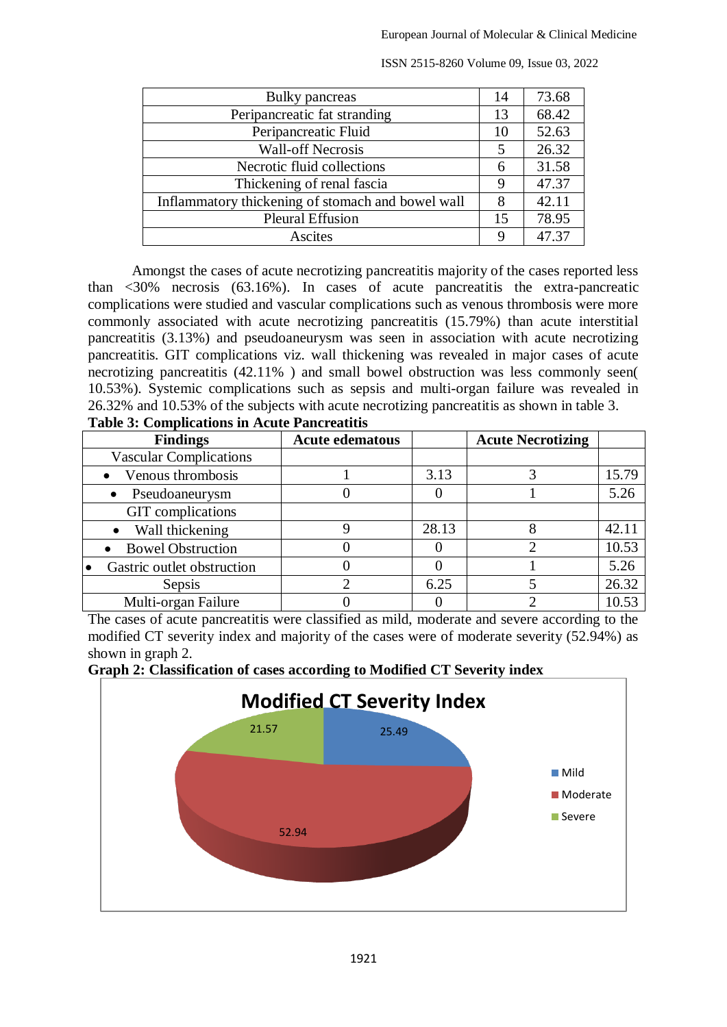| Bulky pancreas | 14 | 73.68 |
|---|---|---|
| Peripancreatic fat stranding | 13 | 68.42 |
| Peripancreatic Fluid | 10 | 52.63 |
| Wall-off Necrosis | 5 | 26.32 |
| Necrotic fluid collections | 6 | 31.58 |
| Thickening of renal fascia | 9 | 47.37 |
| Inflammatory thickening of stomach and bowel wall | 8 | 42.11 |
| Pleural Effusion | 15 | 78.95 |
| Ascites | 9 | 47.37 |

Amongst the cases of acute necrotizing pancreatitis majority of the cases reported less than <30% necrosis (63.16%). In cases of acute pancreatitis the extra-pancreatic complications were studied and vascular complications such as venous thrombosis were more commonly associated with acute necrotizing pancreatitis (15.79%) than acute interstitial pancreatitis (3.13%) and pseudoaneurysm was seen in association with acute necrotizing pancreatitis. GIT complications viz. wall thickening was revealed in major cases of acute necrotizing pancreatitis (42.11% ) and small bowel obstruction was less commonly seen( 10.53%). Systemic complications such as sepsis and multi-organ failure was revealed in 26.32% and 10.53% of the subjects with acute necrotizing pancreatitis as shown in table 3.

**Table 3: Complications in Acute Pancreatitis**

| Findings | Acute edematous | | Acute Necrotizing | |
|---|---|---|---|---|
| Vascular Complications | | | | |
| • Venous thrombosis | 1 | 3.13 | 3 | 15.79 |
| • Pseudoaneurysm | 0 | 0 | 1 | 5.26 |
| GIT complications | | | | |
| • Wall thickening | 9 | 28.13 | 8 | 42.11 |
| • Bowel Obstruction | 0 | 0 | 2 | 10.53 |
| • Gastric outlet obstruction | 0 | 0 | 1 | 5.26 |
| Sepsis | 2 | 6.25 | 5 | 26.32 |
| Multi-organ Failure | 0 | 0 | 2 | 10.53 |

The cases of acute pancreatitis were classified as mild, moderate and severe according to the modified CT severity index and majority of the cases were of moderate severity (52.94%) as shown in graph 2.

**Graph 2: Classification of cases according to Modified CT Severity index**

Modified CT Severity Index

- Mild: 25.49
- Moderate: 52.94
- Severe: 21.57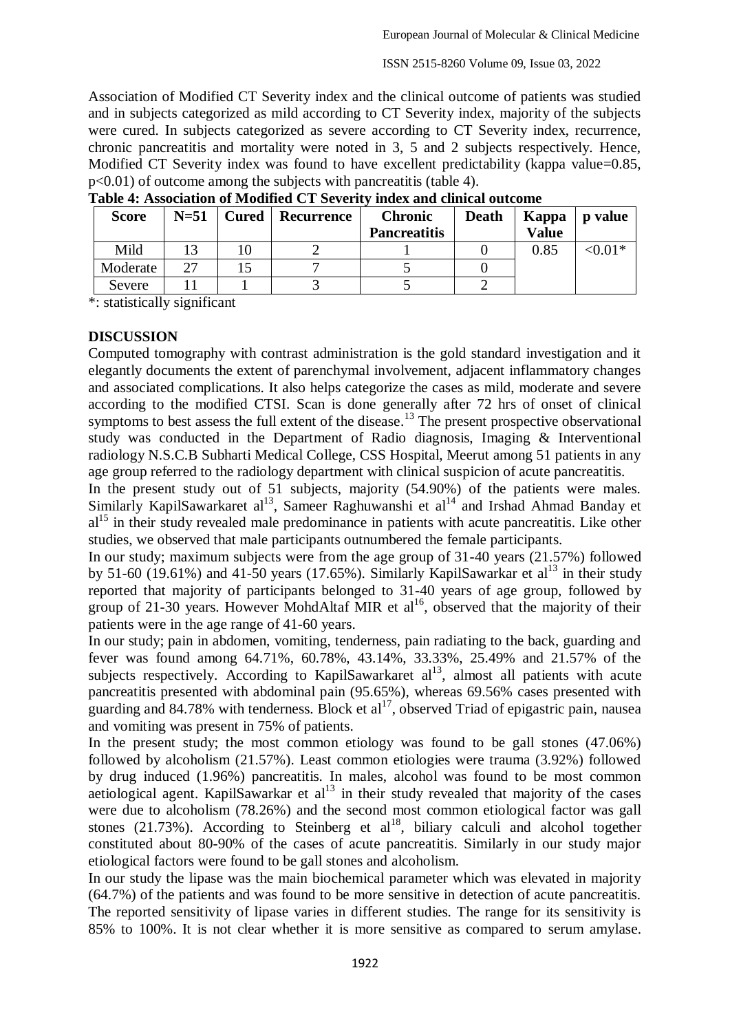Association of Modified CT Severity index and the clinical outcome of patients was studied and in subjects categorized as mild according to CT Severity index, majority of the subjects were cured. In subjects categorized as severe according to CT Severity index, recurrence, chronic pancreatitis and mortality were noted in 3, 5 and 2 subjects respectively. Hence, Modified CT Severity index was found to have excellent predictability (kappa value=0.85, $p<0.01$) of outcome among the subjects with pancreatitis (table 4).

**Table 4: Association of Modified CT Severity index and clinical outcome**

| Score | N=51 | Cured | Recurrence | Chronic Pancreatitis | Death | Kappa Value | p value |
|---|---|---|---|---|---|---|---|
| Mild | 13 | 10 | 2 | 1 | 0 | 0.85 | <0.01* |
| Moderate | 27 | 15 | 7 | 5 | 0 | | |
| Severe | 11 | 1 | 3 | 5 | 2 | | |

*: statistically significant

## DISCUSSION

Computed tomography with contrast administration is the gold standard investigation and it elegantly documents the extent of parenchymal involvement, adjacent inflammatory changes and associated complications. It also helps categorize the cases as mild, moderate and severe according to the modified CTSI. Scan is done generally after 72 hrs of onset of clinical symptoms to best assess the full extent of the disease.[13] The present prospective observational study was conducted in the Department of Radio diagnosis, Imaging & Interventional radiology N.S.C.B Subharti Medical College, CSS Hospital, Meerut among 51 patients in any age group referred to the radiology department with clinical suspicion of acute pancreatitis.

In the present study out of 51 subjects, majority (54.90%) of the patients were males. Similarly KapilSawarkaret al[13], Sameer Raghuwanshi et al[14] and Irshad Ahmad Banday et al[15] in their study revealed male predominance in patients with acute pancreatitis. Like other studies, we observed that male participants outnumbered the female participants.

In our study; maximum subjects were from the age group of 31-40 years (21.57%) followed by 51-60 (19.61%) and 41-50 years (17.65%). Similarly KapilSawarkar et al[13] in their study reported that majority of participants belonged to 31-40 years of age group, followed by group of 21-30 years. However MohdAltaf MIR et al[16], observed that the majority of their patients were in the age range of 41-60 years.

In our study; pain in abdomen, vomiting, tenderness, pain radiating to the back, guarding and fever was found among 64.71%, 60.78%, 43.14%, 33.33%, 25.49% and 21.57% of the subjects respectively. According to KapilSawarkaret al[13], almost all patients with acute pancreatitis presented with abdominal pain (95.65%), whereas 69.56% cases presented with guarding and 84.78% with tenderness. Block et al[17], observed Triad of epigastric pain, nausea and vomiting was present in 75% of patients.

In the present study; the most common etiology was found to be gall stones (47.06%) followed by alcoholism (21.57%). Least common etiologies were trauma (3.92%) followed by drug induced (1.96%) pancreatitis. In males, alcohol was found to be most common aetiological agent. KapilSawarkar et al[13] in their study revealed that majority of the cases were due to alcoholism (78.26%) and the second most common etiological factor was gall stones (21.73%). According to Steinberg et al[18], biliary calculi and alcohol together constituted about 80-90% of the cases of acute pancreatitis. Similarly in our study major etiological factors were found to be gall stones and alcoholism.

In our study the lipase was the main biochemical parameter which was elevated in majority (64.7%) of the patients and was found to be more sensitive in detection of acute pancreatitis. The reported sensitivity of lipase varies in different studies. The range for its sensitivity is 85% to 100%. It is not clear whether it is more sensitive as compared to serum amylase.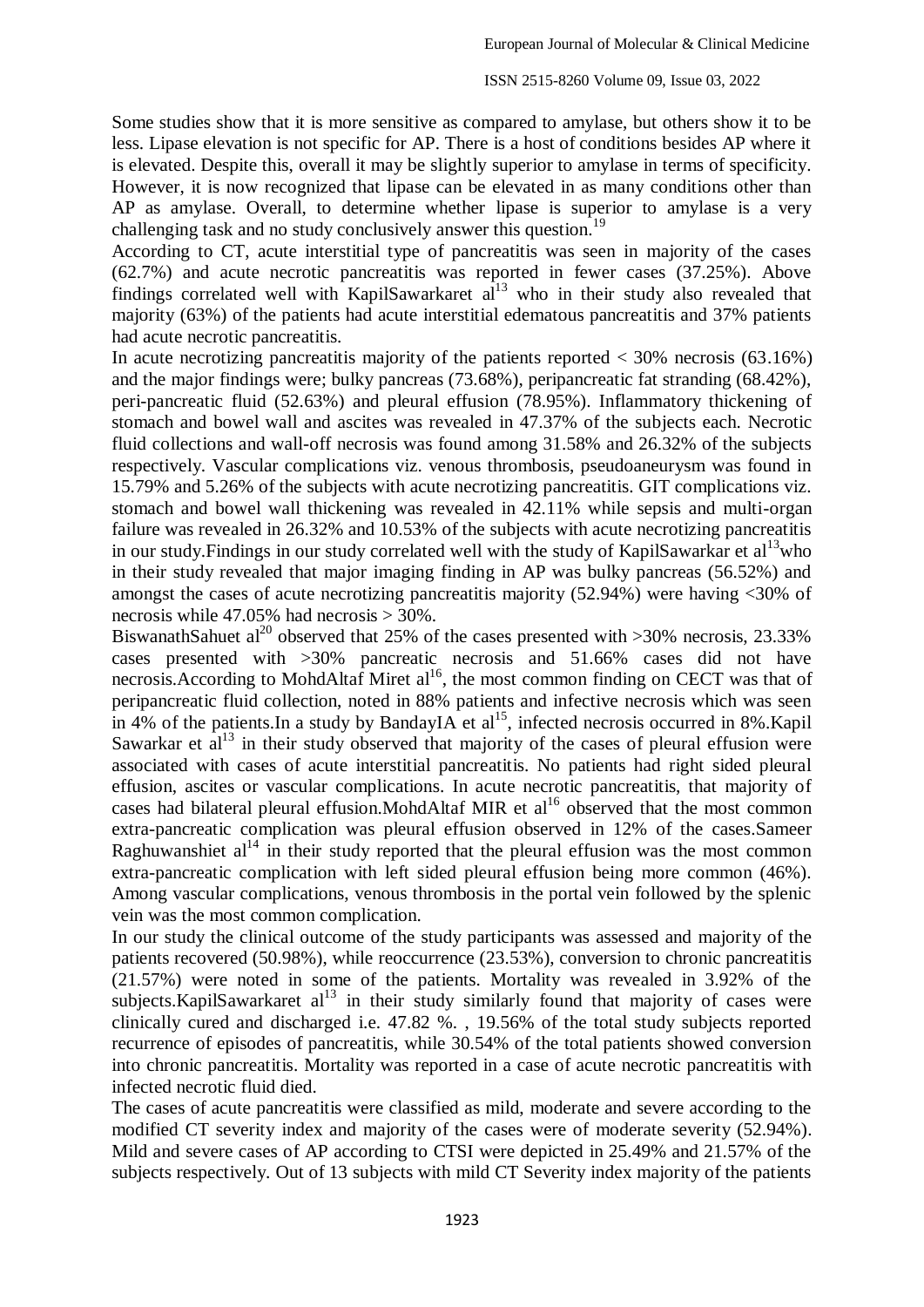Some studies show that it is more sensitive as compared to amylase, but others show it to be less. Lipase elevation is not specific for AP. There is a host of conditions besides AP where it is elevated. Despite this, overall it may be slightly superior to amylase in terms of specificity. However, it is now recognized that lipase can be elevated in as many conditions other than AP as amylase. Overall, to determine whether lipase is superior to amylase is a very challenging task and no study conclusively answer this question.[19]

According to CT, acute interstitial type of pancreatitis was seen in majority of the cases (62.7%) and acute necrotic pancreatitis was reported in fewer cases (37.25%). Above findings correlated well with KapilSawarkaret al[13] who in their study also revealed that majority (63%) of the patients had acute interstitial edematous pancreatitis and 37% patients had acute necrotic pancreatitis.

In acute necrotizing pancreatitis majority of the patients reported < 30% necrosis (63.16%) and the major findings were; bulky pancreas (73.68%), peripancreatic fat stranding (68.42%), peri-pancreatic fluid (52.63%) and pleural effusion (78.95%). Inflammatory thickening of stomach and bowel wall and ascites was revealed in 47.37% of the subjects each. Necrotic fluid collections and wall-off necrosis was found among 31.58% and 26.32% of the subjects respectively. Vascular complications viz. venous thrombosis, pseudoaneurysm was found in 15.79% and 5.26% of the subjects with acute necrotizing pancreatitis. GIT complications viz. stomach and bowel wall thickening was revealed in 42.11% while sepsis and multi-organ failure was revealed in 26.32% and 10.53% of the subjects with acute necrotizing pancreatitis in our study.Findings in our study correlated well with the study of KapilSawarkar et al[13]who in their study revealed that major imaging finding in AP was bulky pancreas (56.52%) and amongst the cases of acute necrotizing pancreatitis majority (52.94%) were having <30% of necrosis while 47.05% had necrosis > 30%.

BiswanathSahuet al[20] observed that 25% of the cases presented with >30% necrosis, 23.33% cases presented with >30% pancreatic necrosis and 51.66% cases did not have necrosis.According to MohdAltaf Miret al[16], the most common finding on CECT was that of peripancreatic fluid collection, noted in 88% patients and infective necrosis which was seen in 4% of the patients.In a study by BandayIA et al[15], infected necrosis occurred in 8%.Kapil Sawarkar et al[13] in their study observed that majority of the cases of pleural effusion were associated with cases of acute interstitial pancreatitis. No patients had right sided pleural effusion, ascites or vascular complications. In acute necrotic pancreatitis, that majority of cases had bilateral pleural effusion.MohdAltaf MIR et al[16] observed that the most common extra-pancreatic complication was pleural effusion observed in 12% of the cases.Sameer Raghuwanshiet al[14] in their study reported that the pleural effusion was the most common extra-pancreatic complication with left sided pleural effusion being more common (46%). Among vascular complications, venous thrombosis in the portal vein followed by the splenic vein was the most common complication.

In our study the clinical outcome of the study participants was assessed and majority of the patients recovered (50.98%), while reoccurrence (23.53%), conversion to chronic pancreatitis (21.57%) were noted in some of the patients. Mortality was revealed in 3.92% of the subjects.KapilSawarkaret al[13] in their study similarly found that majority of cases were clinically cured and discharged i.e. 47.82 %. , 19.56% of the total study subjects reported recurrence of episodes of pancreatitis, while 30.54% of the total patients showed conversion into chronic pancreatitis. Mortality was reported in a case of acute necrotic pancreatitis with infected necrotic fluid died.

The cases of acute pancreatitis were classified as mild, moderate and severe according to the modified CT severity index and majority of the cases were of moderate severity (52.94%). Mild and severe cases of AP according to CTSI were depicted in 25.49% and 21.57% of the subjects respectively. Out of 13 subjects with mild CT Severity index majority of the patients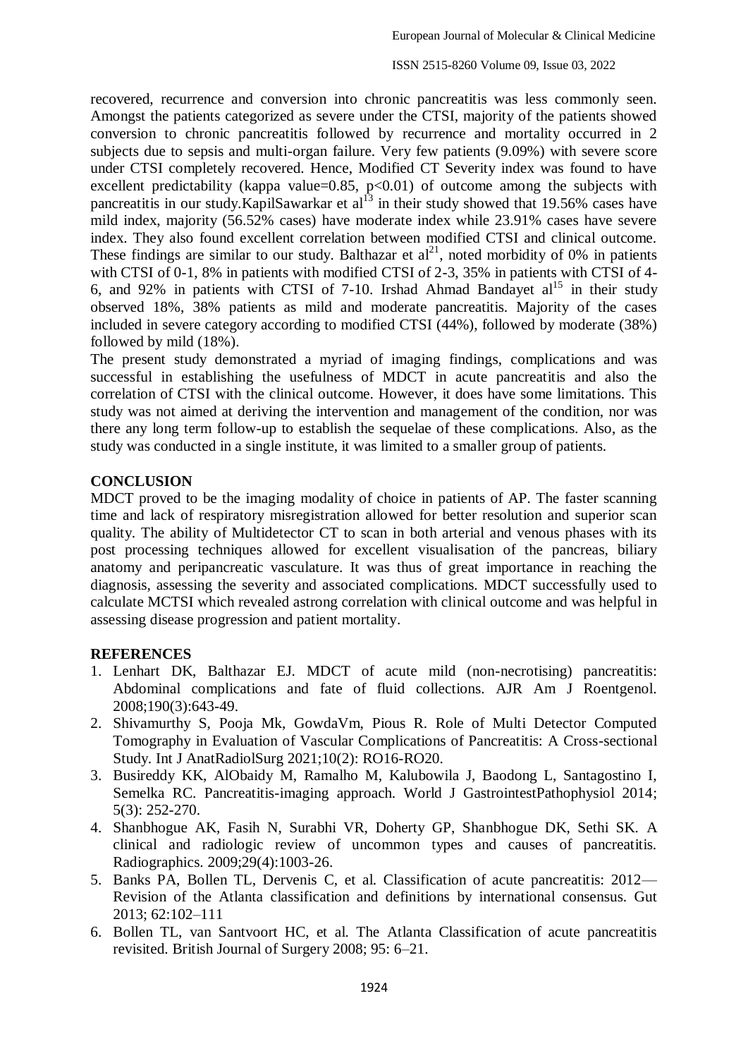recovered, recurrence and conversion into chronic pancreatitis was less commonly seen. Amongst the patients categorized as severe under the CTSI, majority of the patients showed conversion to chronic pancreatitis followed by recurrence and mortality occurred in 2 subjects due to sepsis and multi-organ failure. Very few patients (9.09%) with severe score under CTSI completely recovered. Hence, Modified CT Severity index was found to have excellent predictability (kappa value=0.85, p<0.01) of outcome among the subjects with pancreatitis in our study.KapilSawarkar et al[13] in their study showed that 19.56% cases have mild index, majority (56.52% cases) have moderate index while 23.91% cases have severe index. They also found excellent correlation between modified CTSI and clinical outcome. These findings are similar to our study. Balthazar et al[21], noted morbidity of 0% in patients with CTSI of 0-1, 8% in patients with modified CTSI of 2-3, 35% in patients with CTSI of 4-6, and 92% in patients with CTSI of 7-10. Irshad Ahmad Bandayet al[15] in their study observed 18%, 38% patients as mild and moderate pancreatitis. Majority of the cases included in severe category according to modified CTSI (44%), followed by moderate (38%) followed by mild (18%).

The present study demonstrated a myriad of imaging findings, complications and was successful in establishing the usefulness of MDCT in acute pancreatitis and also the correlation of CTSI with the clinical outcome. However, it does have some limitations. This study was not aimed at deriving the intervention and management of the condition, nor was there any long term follow-up to establish the sequelae of these complications. Also, as the study was conducted in a single institute, it was limited to a smaller group of patients.

## CONCLUSION

MDCT proved to be the imaging modality of choice in patients of AP. The faster scanning time and lack of respiratory misregistration allowed for better resolution and superior scan quality. The ability of Multidetector CT to scan in both arterial and venous phases with its post processing techniques allowed for excellent visualisation of the pancreas, biliary anatomy and peripancreatic vasculature. It was thus of great importance in reaching the diagnosis, assessing the severity and associated complications. MDCT successfully used to calculate MCTSI which revealed astrong correlation with clinical outcome and was helpful in assessing disease progression and patient mortality.

## REFERENCES

1. Lenhart DK, Balthazar EJ. MDCT of acute mild (non-necrotising) pancreatitis: Abdominal complications and fate of fluid collections. AJR Am J Roentgenol. 2008;190(3):643-49.
2. Shivamurthy S, Pooja Mk, GowdaVm, Pious R. Role of Multi Detector Computed Tomography in Evaluation of Vascular Complications of Pancreatitis: A Cross-sectional Study. Int J AnatRadiolSurg 2021;10(2): RO16-RO20.
3. Busireddy KK, AlObaidy M, Ramalho M, Kalubowila J, Baodong L, Santagostino I, Semelka RC. Pancreatitis-imaging approach. World J GastrointestPathophysiol 2014; 5(3): 252-270.
4. Shanbhogue AK, Fasih N, Surabhi VR, Doherty GP, Shanbhogue DK, Sethi SK. A clinical and radiologic review of uncommon types and causes of pancreatitis. Radiographics. 2009;29(4):1003-26.
5. Banks PA, Bollen TL, Dervenis C, et al. Classification of acute pancreatitis: 2012—Revision of the Atlanta classification and definitions by international consensus. Gut 2013; 62:102–111
6. Bollen TL, van Santvoort HC, et al. The Atlanta Classification of acute pancreatitis revisited. British Journal of Surgery 2008; 95: 6–21.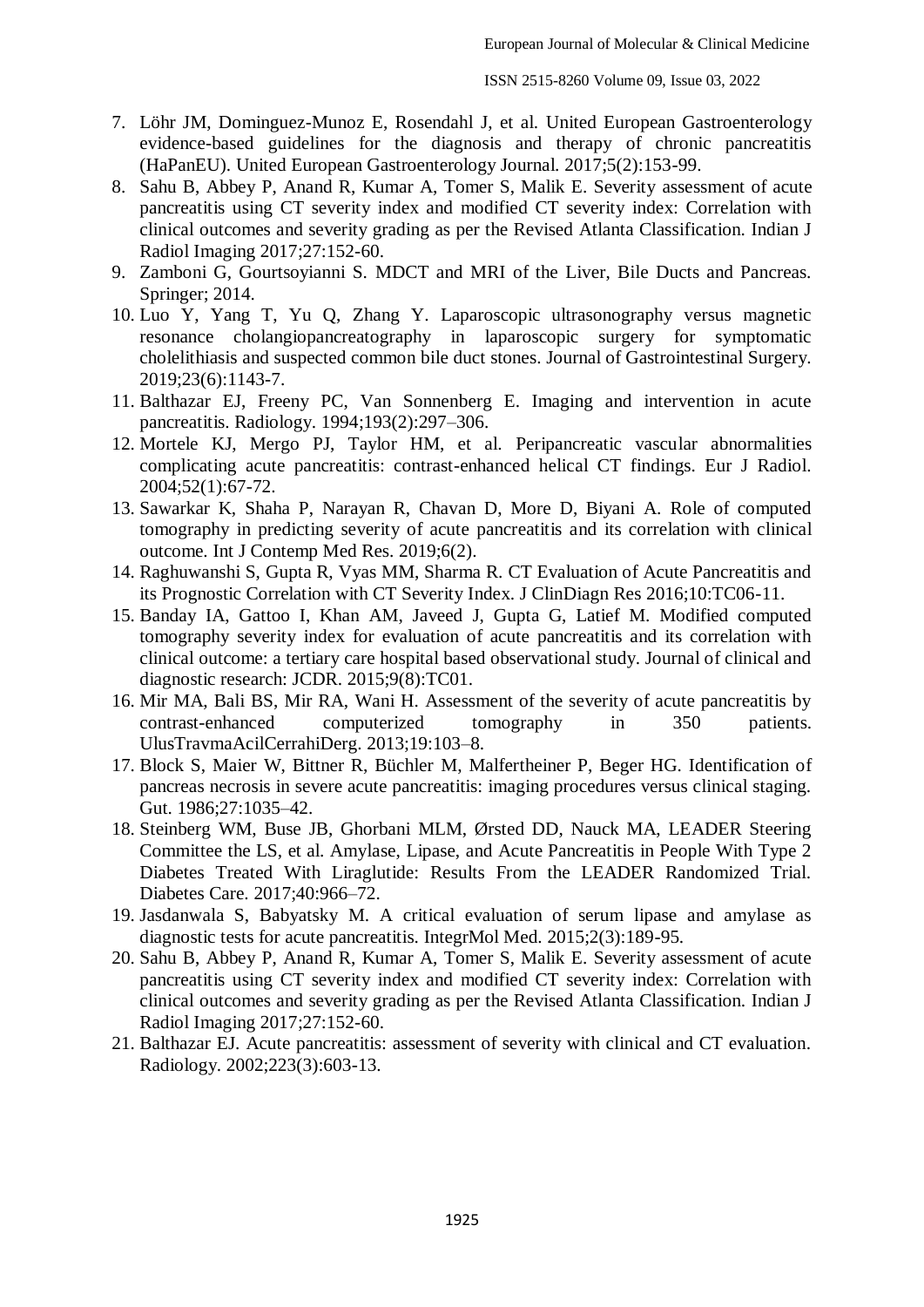7. Löhr JM, Dominguez-Munoz E, Rosendahl J, et al. United European Gastroenterology evidence-based guidelines for the diagnosis and therapy of chronic pancreatitis (HaPanEU). United European Gastroenterology Journal. 2017;5(2):153-99.
8. Sahu B, Abbey P, Anand R, Kumar A, Tomer S, Malik E. Severity assessment of acute pancreatitis using CT severity index and modified CT severity index: Correlation with clinical outcomes and severity grading as per the Revised Atlanta Classification. Indian J Radiol Imaging 2017;27:152-60.
9. Zamboni G, Gourtsoyianni S. MDCT and MRI of the Liver, Bile Ducts and Pancreas. Springer; 2014.
10. Luo Y, Yang T, Yu Q, Zhang Y. Laparoscopic ultrasonography versus magnetic resonance cholangiopancreatography in laparoscopic surgery for symptomatic cholelithiasis and suspected common bile duct stones. Journal of Gastrointestinal Surgery. 2019;23(6):1143-7.
11. Balthazar EJ, Freeny PC, Van Sonnenberg E. Imaging and intervention in acute pancreatitis. Radiology. 1994;193(2):297–306.
12. Mortele KJ, Mergo PJ, Taylor HM, et al. Peripancreatic vascular abnormalities complicating acute pancreatitis: contrast-enhanced helical CT findings. Eur J Radiol. 2004;52(1):67-72.
13. Sawarkar K, Shaha P, Narayan R, Chavan D, More D, Biyani A. Role of computed tomography in predicting severity of acute pancreatitis and its correlation with clinical outcome. Int J Contemp Med Res. 2019;6(2).
14. Raghuwanshi S, Gupta R, Vyas MM, Sharma R. CT Evaluation of Acute Pancreatitis and its Prognostic Correlation with CT Severity Index. J ClinDiagn Res 2016;10:TC06-11.
15. Banday IA, Gattoo I, Khan AM, Javeed J, Gupta G, Latief M. Modified computed tomography severity index for evaluation of acute pancreatitis and its correlation with clinical outcome: a tertiary care hospital based observational study. Journal of clinical and diagnostic research: JCDR. 2015;9(8):TC01.
16. Mir MA, Bali BS, Mir RA, Wani H. Assessment of the severity of acute pancreatitis by contrast-enhanced computerized tomography in 350 patients. UlusTravmaAcilCerrahiDerg. 2013;19:103–8.
17. Block S, Maier W, Bittner R, Büchler M, Malfertheiner P, Beger HG. Identification of pancreas necrosis in severe acute pancreatitis: imaging procedures versus clinical staging. Gut. 1986;27:1035–42.
18. Steinberg WM, Buse JB, Ghorbani MLM, Ørsted DD, Nauck MA, LEADER Steering Committee the LS, et al. Amylase, Lipase, and Acute Pancreatitis in People With Type 2 Diabetes Treated With Liraglutide: Results From the LEADER Randomized Trial. Diabetes Care. 2017;40:966–72.
19. Jasdanwala S, Babyatsky M. A critical evaluation of serum lipase and amylase as diagnostic tests for acute pancreatitis. IntegrMol Med. 2015;2(3):189-95.
20. Sahu B, Abbey P, Anand R, Kumar A, Tomer S, Malik E. Severity assessment of acute pancreatitis using CT severity index and modified CT severity index: Correlation with clinical outcomes and severity grading as per the Revised Atlanta Classification. Indian J Radiol Imaging 2017;27:152-60.
21. Balthazar EJ. Acute pancreatitis: assessment of severity with clinical and CT evaluation. Radiology. 2002;223(3):603-13.